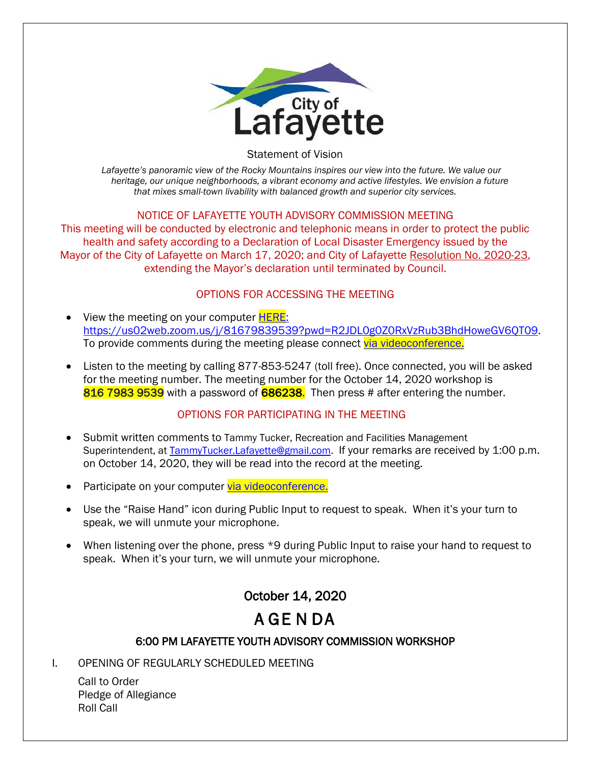City of Lafayette

Statement of Vision

*Lafayette's panoramic view of the Rocky Mountains inspires our view into the future. We value our heritage, our unique neighborhoods, a vibrant economy and active lifestyles. We envision a future that mixes small-town livability with balanced growth and superior city services.*

## NOTICE OF LAFAYETTE YOUTH ADVISORY COMMISSION MEETING

This meeting will be conducted by electronic and telephonic means in order to protect the public health and safety according to a Declaration of Local Disaster Emergency issued by the Mayor of the City of Lafayette on March 17, 2020; and City of Lafayette Resolution No. 2020-23, extending the Mayor's declaration until terminated by Council.

### OPTIONS FOR ACCESSING THE MEETING

- View the meeting on your computer HERE: https://us02web.zoom.us/j/81679839539?pwd=R2JDL0g0Z0RxVzRub3BhdHoweGV6QT09. To provide comments during the meeting please connect via videoconference.
- Listen to the meeting by calling 877-853-5247 (toll free). Once connected, you will be asked for the meeting number. The meeting number for the October 14, 2020 workshop is **816 7983 9539** with a password of **686238**. Then press # after entering the number.

### OPTIONS FOR PARTICIPATING IN THE MEETING

- Submit written comments to Tammy Tucker, Recreation and Facilities Management Superintendent, at TammyTucker.Lafayette@gmail.com. If your remarks are received by 1:00 p.m. on October 14, 2020, they will be read into the record at the meeting.
- Participate on your computer via videoconference.
- Use the "Raise Hand" icon during Public Input to request to speak. When it's your turn to speak, we will unmute your microphone.
- When listening over the phone, press *9 during Public Input to raise your hand to request to speak. When it's your turn, we will unmute your microphone.

## October 14, 2020

# AGENDA

### 6:00 PM LAFAYETTE YOUTH ADVISORY COMMISSION WORKSHOP

I. OPENING OF REGULARLY SCHEDULED MEETING

Call to Order
Pledge of Allegiance
Roll Call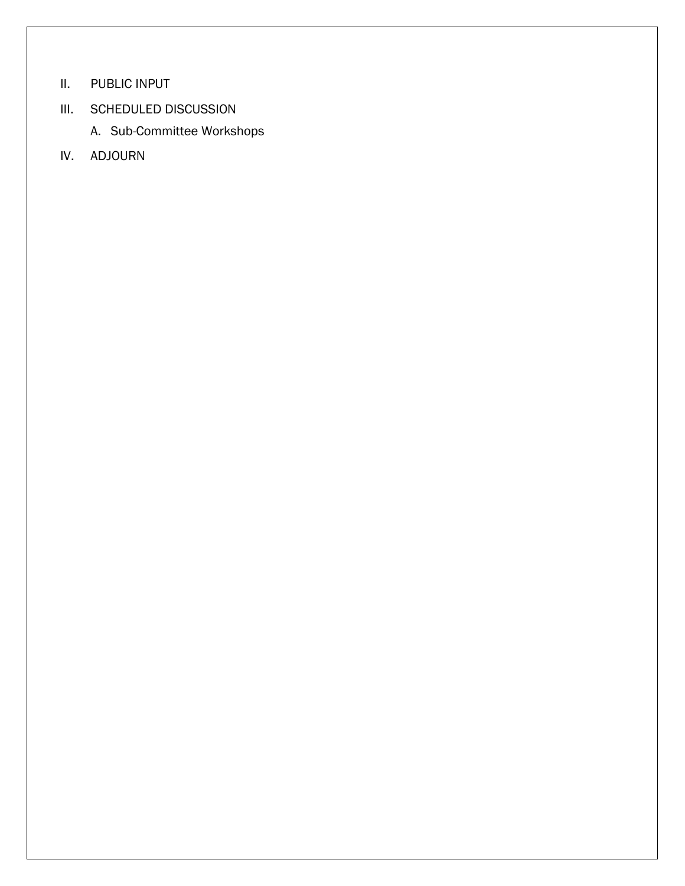II. PUBLIC INPUT

III. SCHEDULED DISCUSSION

   A. Sub-Committee Workshops

IV. ADJOURN